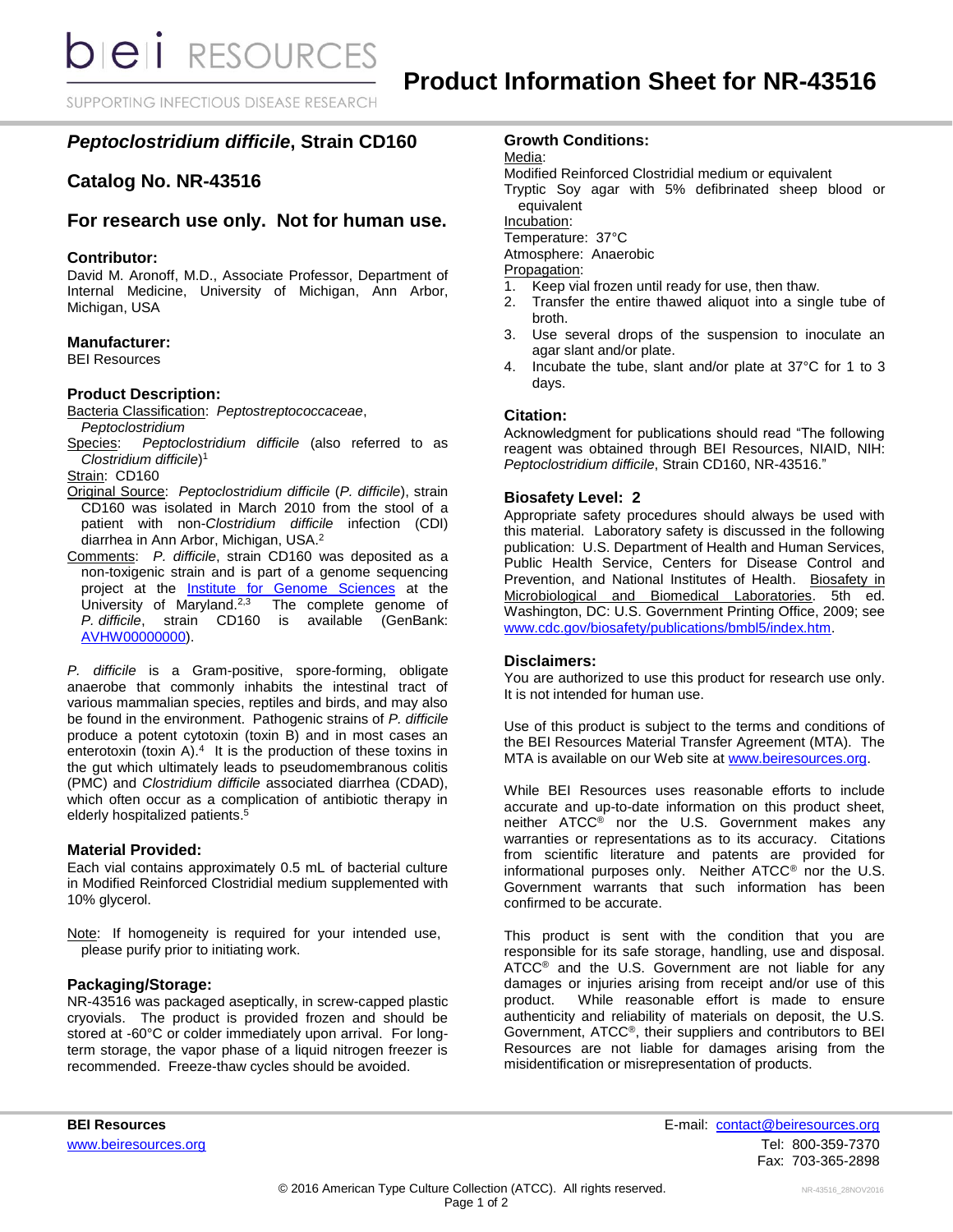# Product Information Sheet for NR-43516

## *Peptoclostridium difficile*, Strain CD160

## Catalog No. NR-43516

## For research use only. Not for human use.

### Contributor:

David M. Aronoff, M.D., Associate Professor, Department of Internal Medicine, University of Michigan, Ann Arbor, Michigan, USA

### Manufacturer:

BEI Resources

### Product Description:

Bacteria Classification: *Peptostreptococcaceae*, *Peptoclostridium*

Species: *Peptoclostridium difficile* (also referred to as *Clostridium difficile*)[1]

Strain: CD160

Original Source: *Peptoclostridium difficile* (*P. difficile*), strain CD160 was isolated in March 2010 from the stool of a patient with non-*Clostridium difficile* infection (CDI) diarrhea in Ann Arbor, Michigan, USA.[2]

Comments: *P. difficile*, strain CD160 was deposited as a non-toxigenic strain and is part of a genome sequencing project at the Institute for Genome Sciences at the University of Maryland.[2,3] The complete genome of *P. difficile*, strain CD160 is available (GenBank: AVHW00000000).

*P. difficile* is a Gram-positive, spore-forming, obligate anaerobe that commonly inhabits the intestinal tract of various mammalian species, reptiles and birds, and may also be found in the environment. Pathogenic strains of *P. difficile* produce a potent cytotoxin (toxin B) and in most cases an enterotoxin (toxin A).[4] It is the production of these toxins in the gut which ultimately leads to pseudomembranous colitis (PMC) and *Clostridium difficile* associated diarrhea (CDAD), which often occur as a complication of antibiotic therapy in elderly hospitalized patients.[5]

### Material Provided:

Each vial contains approximately 0.5 mL of bacterial culture in Modified Reinforced Clostridial medium supplemented with 10% glycerol.

Note: If homogeneity is required for your intended use, please purify prior to initiating work.

### Packaging/Storage:

NR-43516 was packaged aseptically, in screw-capped plastic cryovials. The product is provided frozen and should be stored at -60°C or colder immediately upon arrival. For long-term storage, the vapor phase of a liquid nitrogen freezer is recommended. Freeze-thaw cycles should be avoided.

### Growth Conditions:

Media:
Modified Reinforced Clostridial medium or equivalent
Tryptic Soy agar with 5% defibrinated sheep blood or equivalent

Incubation:
Temperature: 37°C
Atmosphere: Anaerobic

Propagation:

1. Keep vial frozen until ready for use, then thaw.
2. Transfer the entire thawed aliquot into a single tube of broth.
3. Use several drops of the suspension to inoculate an agar slant and/or plate.
4. Incubate the tube, slant and/or plate at 37°C for 1 to 3 days.

### Citation:

Acknowledgment for publications should read "The following reagent was obtained through BEI Resources, NIAID, NIH: *Peptoclostridium difficile*, Strain CD160, NR-43516."

### Biosafety Level: 2

Appropriate safety procedures should always be used with this material. Laboratory safety is discussed in the following publication: U.S. Department of Health and Human Services, Public Health Service, Centers for Disease Control and Prevention, and National Institutes of Health. Biosafety in Microbiological and Biomedical Laboratories. 5th ed. Washington, DC: U.S. Government Printing Office, 2009; see www.cdc.gov/biosafety/publications/bmbl5/index.htm.

### Disclaimers:

You are authorized to use this product for research use only. It is not intended for human use.

Use of this product is subject to the terms and conditions of the BEI Resources Material Transfer Agreement (MTA). The MTA is available on our Web site at www.beiresources.org.

While BEI Resources uses reasonable efforts to include accurate and up-to-date information on this product sheet, neither ATCC® nor the U.S. Government makes any warranties or representations as to its accuracy. Citations from scientific literature and patents are provided for informational purposes only. Neither ATCC® nor the U.S. Government warrants that such information has been confirmed to be accurate.

This product is sent with the condition that you are responsible for its safe storage, handling, use and disposal. ATCC® and the U.S. Government are not liable for any damages or injuries arising from receipt and/or use of this product. While reasonable effort is made to ensure authenticity and reliability of materials on deposit, the U.S. Government, ATCC®, their suppliers and contributors to BEI Resources are not liable for damages arising from the misidentification or misrepresentation of products.

**BEI Resources**
www.beiresources.org

E-mail: contact@beiresources.org
Tel: 800-359-7370
Fax: 703-365-2898

© 2016 American Type Culture Collection (ATCC). All rights reserved.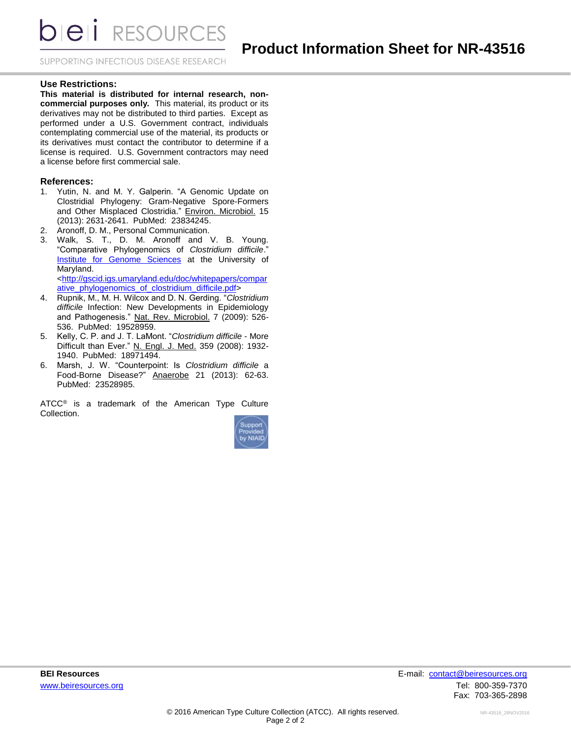### Use Restrictions:

**This material is distributed for internal research, non-commercial purposes only.** This material, its product or its derivatives may not be distributed to third parties. Except as performed under a U.S. Government contract, individuals contemplating commercial use of the material, its products or its derivatives must contact the contributor to determine if a license is required. U.S. Government contractors may need a license before first commercial sale.

### References:

1. Yutin, N. and M. Y. Galperin. "A Genomic Update on Clostridial Phylogeny: Gram-Negative Spore-Formers and Other Misplaced Clostridia." Environ. Microbiol. 15 (2013): 2631-2641. PubMed: 23834245.
2. Aronoff, D. M., Personal Communication.
3. Walk, S. T., D. M. Aronoff and V. B. Young. "Comparative Phylogenomics of *Clostridium difficile*." Institute for Genome Sciences at the University of Maryland. <http://gscid.igs.umaryland.edu/doc/whitepapers/comparative_phylogenomics_of_clostridium_difficile.pdf>
4. Rupnik, M., M. H. Wilcox and D. N. Gerding. "*Clostridium difficile* Infection: New Developments in Epidemiology and Pathogenesis." Nat. Rev. Microbiol. 7 (2009): 526-536. PubMed: 19528959.
5. Kelly, C. P. and J. T. LaMont. "*Clostridium difficile* - More Difficult than Ever." N. Engl. J. Med. 359 (2008): 1932-1940. PubMed: 18971494.
6. Marsh, J. W. "Counterpoint: Is *Clostridium difficile* a Food-Borne Disease?" Anaerobe 21 (2013): 62-63. PubMed: 23528985.

ATCC® is a trademark of the American Type Culture Collection.